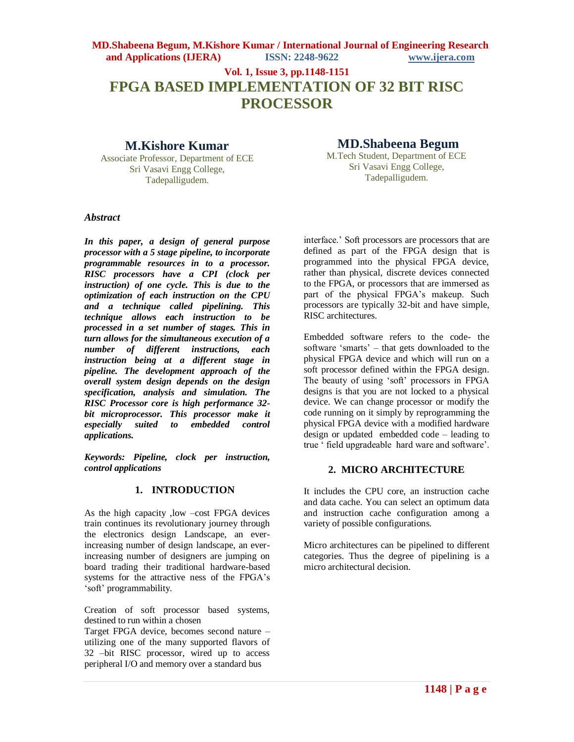# FPGA BASED IMPLEMENTATION OF 32 BIT RISC PROCESSOR

**M.Kishore Kumar**
Associate Professor, Department of ECE
Sri Vasavi Engg College,
Tadepalligudem.

**MD.Shabeena Begum**
M.Tech Student, Department of ECE
Sri Vasavi Engg College,
Tadepalligudem.

### *Abstract*

***In this paper, a design of general purpose processor with a 5 stage pipeline, to incorporate programmable resources in to a processor. RISC processors have a CPI (clock per instruction) of one cycle. This is due to the optimization of each instruction on the CPU and a technique called pipelining. This technique allows each instruction to be processed in a set number of stages. This in turn allows for the simultaneous execution of a number of different instructions, each instruction being at a different stage in pipeline. The development approach of the overall system design depends on the design specification, analysis and simulation. The RISC Processor core is high performance 32-bit microprocessor. This processor make it especially suited to embedded control applications.***

***Keywords: Pipeline, clock per instruction, control applications***

## 1. INTRODUCTION

As the high capacity ,low –cost FPGA devices train continues its revolutionary journey through the electronics design Landscape, an ever-increasing number of design landscape, an ever-increasing number of designers are jumping on board trading their traditional hardware-based systems for the attractive ness of the FPGA's 'soft' programmability.

Creation of soft processor based systems, destined to run within a chosen
Target FPGA device, becomes second nature – utilizing one of the many supported flavors of 32 –bit RISC processor, wired up to access peripheral I/O and memory over a standard bus interface.' Soft processors are processors that are defined as part of the FPGA design that is programmed into the physical FPGA device, rather than physical, discrete devices connected to the FPGA, or processors that are immersed as part of the physical FPGA's makeup. Such processors are typically 32-bit and have simple, RISC architectures.

Embedded software refers to the code- the software 'smarts' – that gets downloaded to the physical FPGA device and which will run on a soft processor defined within the FPGA design. The beauty of using 'soft' processors in FPGA designs is that you are not locked to a physical device. We can change processor or modify the code running on it simply by reprogramming the physical FPGA device with a modified hardware design or updated embedded code – leading to true ' field upgradeable hard ware and software'.

## 2. MICRO ARCHITECTURE

It includes the CPU core, an instruction cache and data cache. You can select an optimum data and instruction cache configuration among a variety of possible configurations.

Micro architectures can be pipelined to different categories. Thus the degree of pipelining is a micro architectural decision.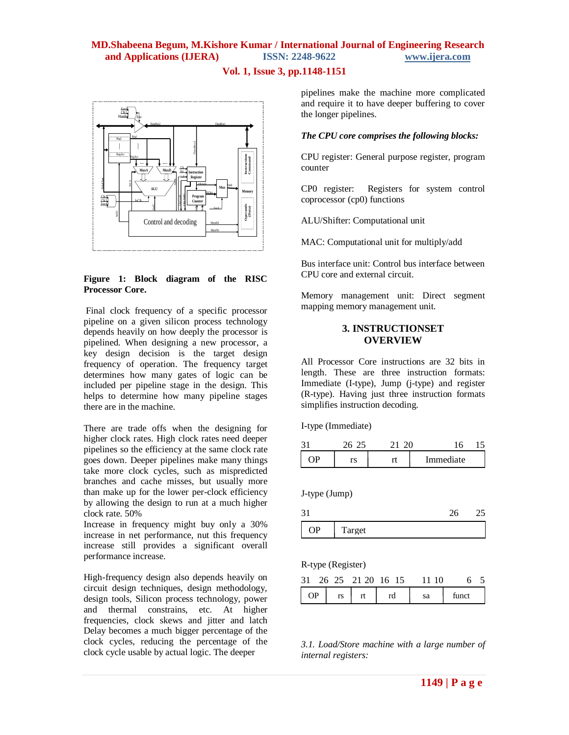Figure 1: Block diagram of the RISC Processor Core.

Final clock frequency of a specific processor pipeline on a given silicon process technology depends heavily on how deeply the processor is pipelined. When designing a new processor, a key design decision is the target design frequency of operation. The frequency target determines how many gates of logic can be included per pipeline stage in the design. This helps to determine how many pipeline stages there are in the machine.

There are trade offs when the designing for higher clock rates. High clock rates need deeper pipelines so the efficiency at the same clock rate goes down. Deeper pipelines make many things take more clock cycles, such as mispredicted branches and cache misses, but usually more than make up for the lower per-clock efficiency by allowing the design to run at a much higher clock rate. 50%
Increase in frequency might buy only a 30% increase in net performance, nut this frequency increase still provides a significant overall performance increase.

High-frequency design also depends heavily on circuit design techniques, design methodology, design tools, Silicon process technology, power and thermal constrains, etc. At higher frequencies, clock skews and jitter and latch Delay becomes a much bigger percentage of the clock cycles, reducing the percentage of the clock cycle usable by actual logic. The deeper pipelines make the machine more complicated and require it to have deeper buffering to cover the longer pipelines.

***The CPU core comprises the following blocks:***

CPU register: General purpose register, program counter

CP0 register: Registers for system control coprocessor (cp0) functions

ALU/Shifter: Computational unit

MAC: Computational unit for multiply/add

Bus interface unit: Control bus interface between CPU core and external circuit.

Memory management unit: Direct segment mapping memory management unit.

## 3. INSTRUCTIONSET OVERVIEW

All Processor Core instructions are 32 bits in length. These are three instruction formats: Immediate (I-type), Jump (j-type) and register (R-type). Having just three instruction formats simplifies instruction decoding.

I-type (Immediate)

| 31 &nbsp; 26 | 25 &nbsp; 21 | 20 &nbsp; 16 | 15 |
|---|---|---|---|
| OP | rs | rt | Immediate |

J-type (Jump)

| 31 &nbsp; 26 | 25 |
|---|---|
| OP | Target |

R-type (Register)

| 31 &nbsp; 26 | 25 &nbsp; 21 | 20 &nbsp; 16 | 15 &nbsp; 11 | 10 &nbsp; 6 | 5 |
|---|---|---|---|---|---|
| OP | rs | rt | rd | sa | funct |

*3.1. Load/Store machine with a large number of internal registers:*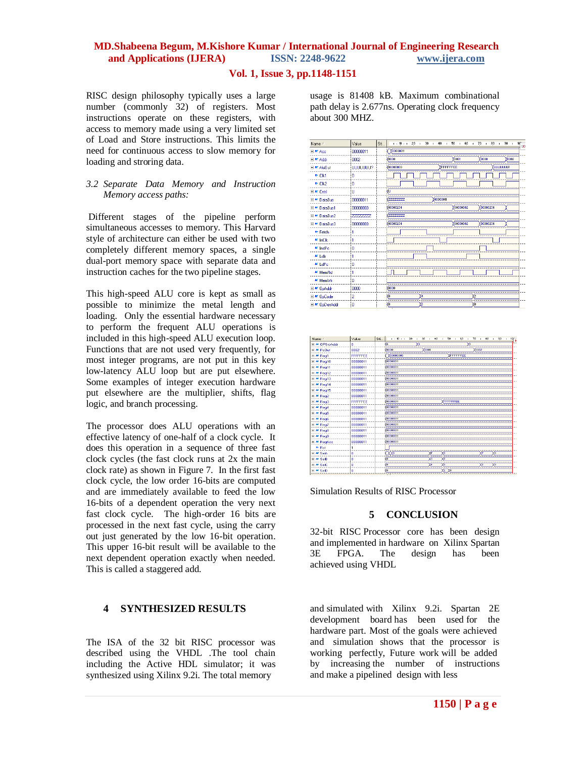RISC design philosophy typically uses a large number (commonly 32) of registers. Most instructions operate on these registers, with access to memory made using a very limited set of Load and Store instructions. This limits the need for continuous access to slow memory for loading and stroring data.

### *3.2 Separate Data Memory and Instruction Memory access paths:*

Different stages of the pipeline perform simultaneous accesses to memory. This Harvard style of architecture can either be used with two completely different memory spaces, a single dual-port memory space with separate data and instruction caches for the two pipeline stages.

This high-speed ALU core is kept as small as possible to minimize the metal length and loading. Only the essential hardware necessary to perform the frequent ALU operations is included in this high-speed ALU execution loop. Functions that are not used very frequently, for most integer programs, are not put in this key low-latency ALU loop but are put elsewhere. Some examples of integer execution hardware put elsewhere are the multiplier, shifts, flag logic, and branch processing.

The processor does ALU operations with an effective latency of one-half of a clock cycle. It does this operation in a sequence of three fast clock cycles (the fast clock runs at 2x the main clock rate) as shown in Figure 7. In the first fast clock cycle, the low order 16-bits are computed and are immediately available to feed the low 16-bits of a dependent operation the very next fast clock cycle. The high-order 16 bits are processed in the next fast cycle, using the carry out just generated by the low 16-bit operation. This upper 16-bit result will be available to the next dependent operation exactly when needed. This is called a staggered add.

## 4 SYNTHESIZED RESULTS

The ISA of the 32 bit RISC processor was described using the VHDL .The tool chain including the Active HDL simulator; it was synthesized using Xilinx 9.2i. The total memory usage is 81408 kB. Maximum combinational path delay is 2.677ns. Operating clock frequency about 300 MHZ.

Simulation Results of RISC Processor

## 5 CONCLUSION

32-bit RISC Processor core has been design and implemented in hardware on Xilinx Spartan 3E FPGA. The design has been achieved using VHDL and simulated with Xilinx 9.2i. Spartan 2E development board has been used for the hardware part. Most of the goals were achieved and simulation shows that the processor is working perfectly, Future work will be added by increasing the number of instructions and make a pipelined design with less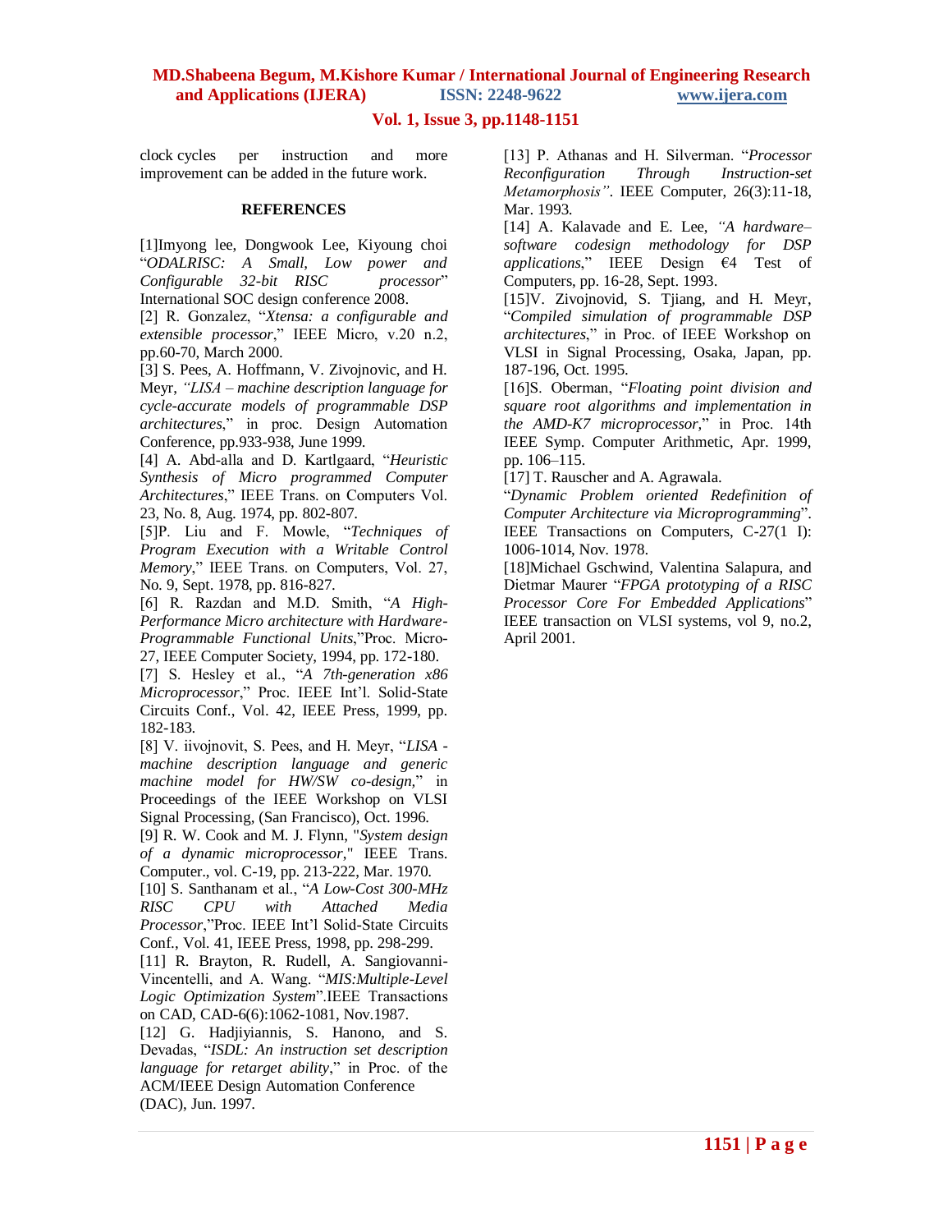clock cycles per instruction and more improvement can be added in the future work.

## REFERENCES

[1]Imyong lee, Dongwook Lee, Kiyoung choi "*ODALRISC: A Small, Low power and Configurable 32-bit RISC processor*" International SOC design conference 2008.

[2] R. Gonzalez, "*Xtensa: a configurable and extensible processor*," IEEE Micro, v.20 n.2, pp.60-70, March 2000.

[3] S. Pees, A. Hoffmann, V. Zivojnovic, and H. Meyr, *"LISA – machine description language for cycle-accurate models of programmable DSP architectures*," in proc. Design Automation Conference, pp.933-938, June 1999.

[4] A. Abd-alla and D. Kartlgaard, "*Heuristic Synthesis of Micro programmed Computer Architectures*," IEEE Trans. on Computers Vol. 23, No. 8, Aug. 1974, pp. 802-807.

[5]P. Liu and F. Mowle, "*Techniques of Program Execution with a Writable Control Memory*," IEEE Trans. on Computers, Vol. 27, No. 9, Sept. 1978, pp. 816-827.

[6] R. Razdan and M.D. Smith, "*A High-Performance Micro architecture with Hardware-Programmable Functional Units*,"Proc. Micro-27, IEEE Computer Society, 1994, pp. 172-180.

[7] S. Hesley et al., "*A 7th-generation x86 Microprocessor*," Proc. IEEE Int'l. Solid-State Circuits Conf., Vol. 42, IEEE Press, 1999, pp. 182-183.

[8] V. iivojnovit, S. Pees, and H. Meyr, "*LISA - machine description language and generic machine model for HW/SW co-design,*" in Proceedings of the IEEE Workshop on VLSI Signal Processing, (San Francisco), Oct. 1996.

[9] R. W. Cook and M. J. Flynn, "*System design of a dynamic microprocessor*," IEEE Trans. Computer., vol. C-19, pp. 213-222, Mar. 1970.

[10] S. Santhanam et al., "*A Low-Cost 300-MHz RISC CPU with Attached Media Processor*,"Proc. IEEE Int'l Solid-State Circuits Conf., Vol. 41, IEEE Press, 1998, pp. 298-299.

[11] R. Brayton, R. Rudell, A. Sangiovanni-Vincentelli, and A. Wang. "*MIS:Multiple-Level Logic Optimization System*".IEEE Transactions on CAD, CAD-6(6):1062-1081, Nov.1987.

[12] G. Hadjiyiannis, S. Hanono, and S. Devadas, "*ISDL: An instruction set description language for retarget ability*," in Proc. of the ACM/IEEE Design Automation Conference (DAC), Jun. 1997.

[13] P. Athanas and H. Silverman. "*Processor Reconfiguration Through Instruction-set Metamorphosis"*. IEEE Computer, 26(3):11-18, Mar. 1993.

[14] A. Kalavade and E. Lee, *"A hardware–software codesign methodology for DSP applications*," IEEE Design €4 Test of Computers, pp. 16-28, Sept. 1993.

[15]V. Zivojnovid, S. Tjiang, and H. Meyr, "*Compiled simulation of programmable DSP architectures*," in Proc. of IEEE Workshop on VLSI in Signal Processing, Osaka, Japan, pp. 187-196, Oct. 1995.

[16]S. Oberman, "*Floating point division and square root algorithms and implementation in the AMD-K7 microprocessor,*" in Proc. 14th IEEE Symp. Computer Arithmetic, Apr. 1999, pp. 106–115.

[17] T. Rauscher and A. Agrawala. "*Dynamic Problem oriented Redefinition of Computer Architecture via Microprogramming*". IEEE Transactions on Computers, C-27(1 I): 1006-1014, Nov. 1978.

[18]Michael Gschwind, Valentina Salapura, and Dietmar Maurer "*FPGA prototyping of a RISC Processor Core For Embedded Applications*" IEEE transaction on VLSI systems, vol 9, no.2, April 2001.